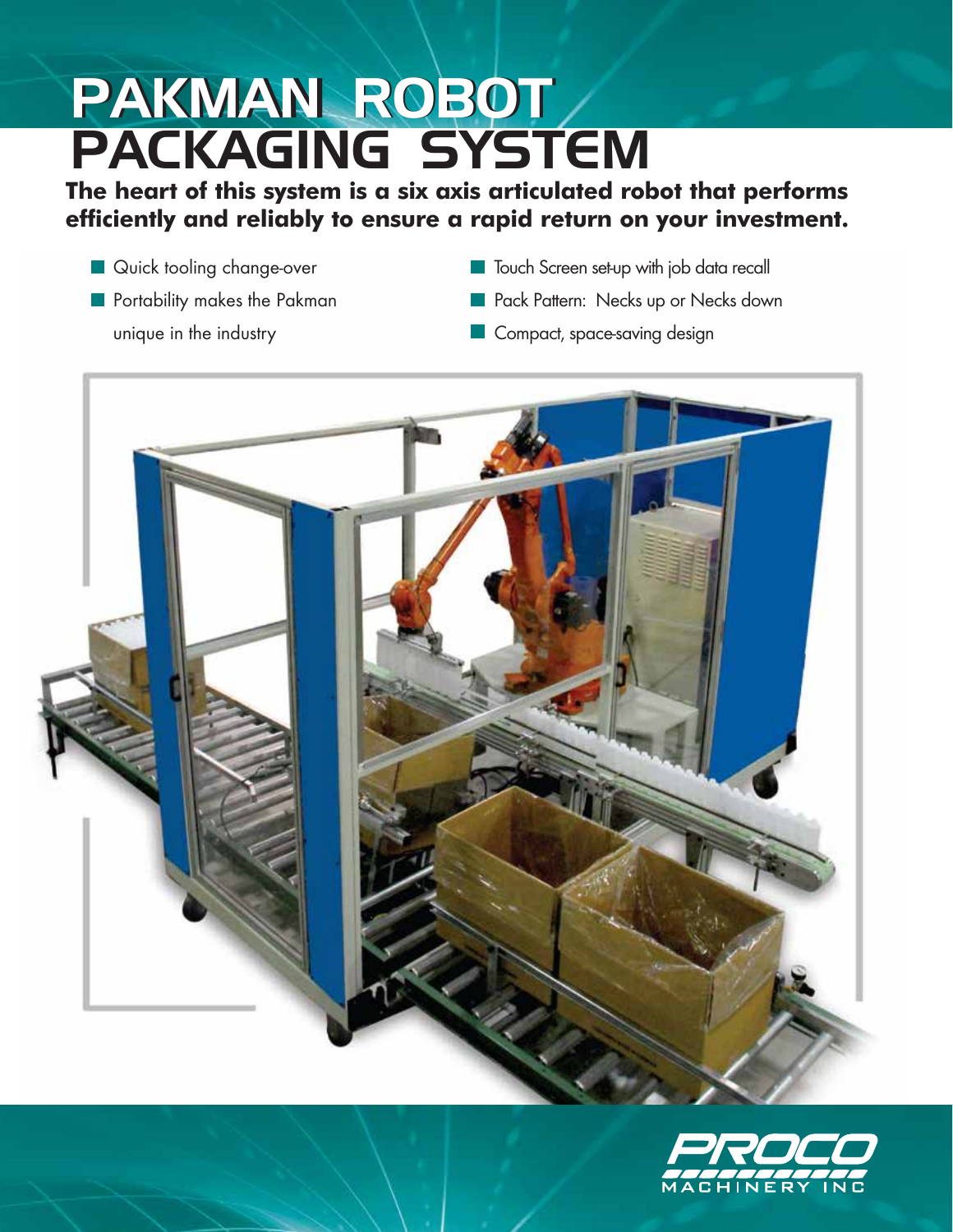# PAKMAN ROBOT PACKAGING SYSTEM

**The heart of this system is a six axis articulated robot that performs efficiently and reliably to ensure a rapid return on your investment.**

- Quick tooling change-over
- Portability makes the Pakman unique in the industry
- Touch Screen set-up with job data recall
- Pack Pattern: Necks up or Necks down
- Compact, space-saving design

PROCO MACHINERY INC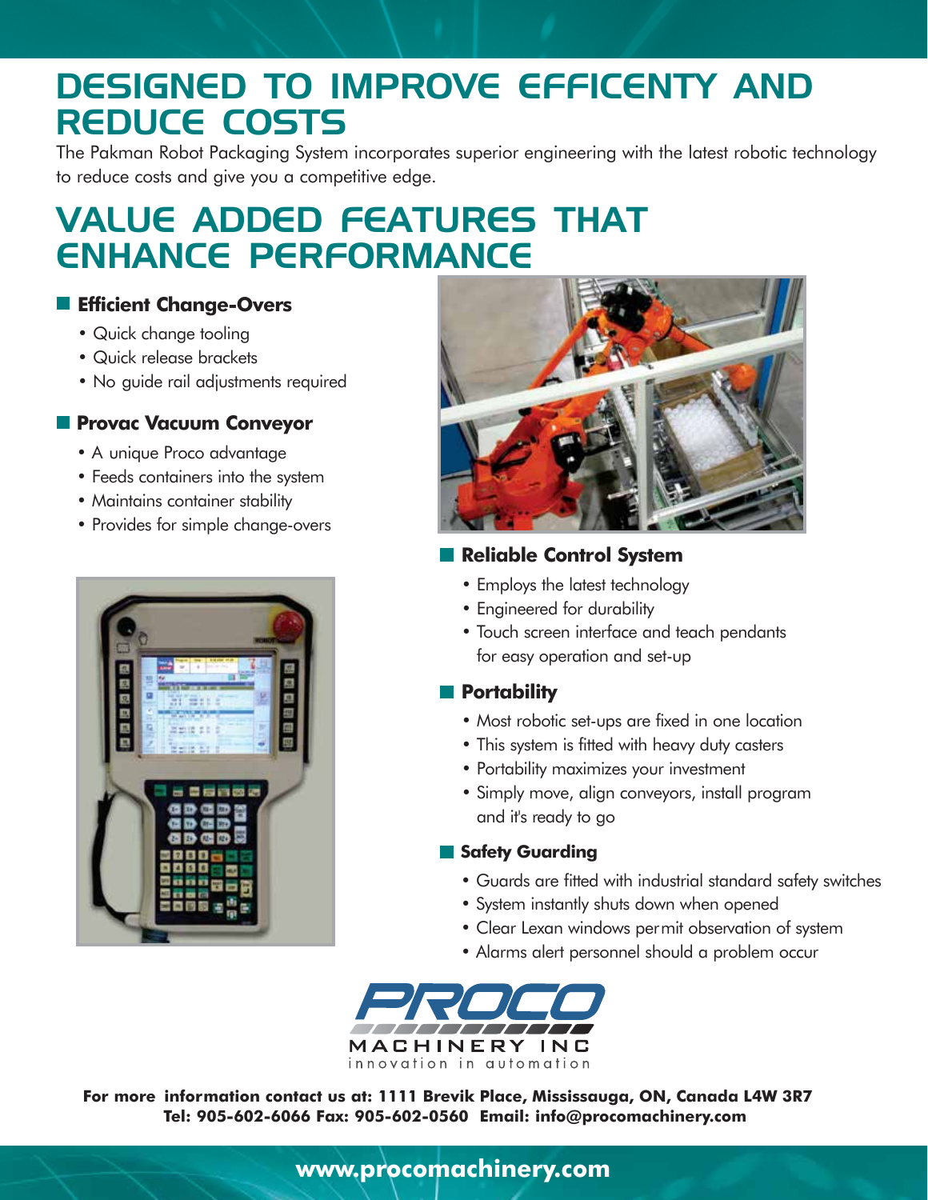# DESIGNED TO IMPROVE EFFICENTY AND REDUCE COSTS

The Pakman Robot Packaging System incorporates superior engineering with the latest robotic technology to reduce costs and give you a competitive edge.

# VALUE ADDED FEATURES THAT ENHANCE PERFORMANCE

### Efficient Change-Overs

- Quick change tooling
- Quick release brackets
- No guide rail adjustments required

### Provac Vacuum Conveyor

- A unique Proco advantage
- Feeds containers into the system
- Maintains container stability
- Provides for simple change-overs

### Reliable Control System

- Employs the latest technology
- Engineered for durability
- Touch screen interface and teach pendants for easy operation and set-up

### Portability

- Most robotic set-ups are fixed in one location
- This system is fitted with heavy duty casters
- Portability maximizes your investment
- Simply move, align conveyors, install program and it's ready to go

### Safety Guarding

- Guards are fitted with industrial standard safety switches
- System instantly shuts down when opened
- Clear Lexan windows permit observation of system
- Alarms alert personnel should a problem occur

PROCO MACHINERY INC
innovation in automation

**For more information contact us at: 1111 Brevik Place, Mississauga, ON, Canada L4W 3R7**
**Tel: 905-602-6066 Fax: 905-602-0560 Email: info@procomachinery.com**

**www.procomachinery.com**